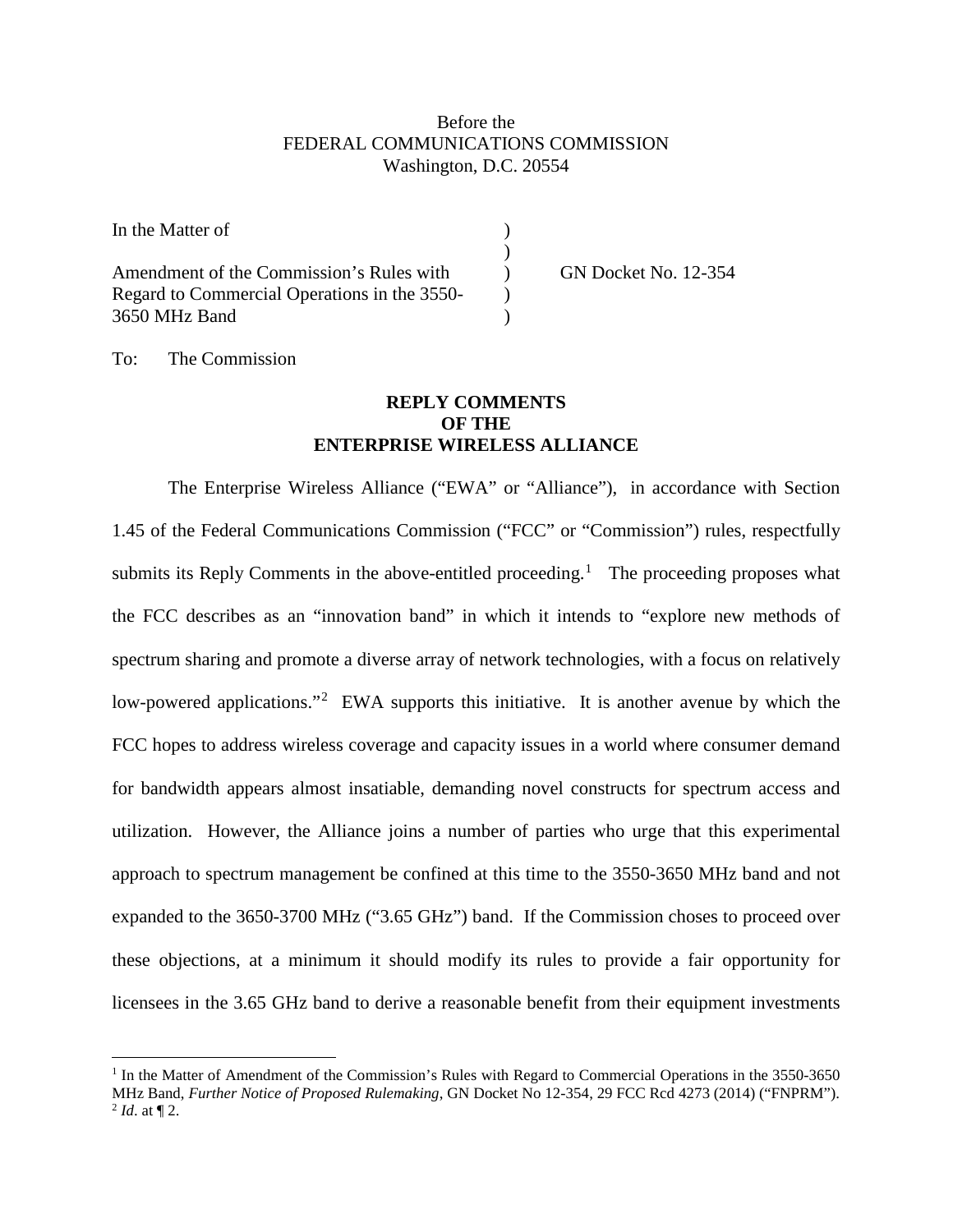Before the
FEDERAL COMMUNICATIONS COMMISSION
Washington, D.C. 20554

| | | |
|---|---|---|
| In the Matter of | ) | |
| | ) | |
| Amendment of the Commission's Rules with Regard to Commercial Operations in the 3550-3650 MHz Band | ) | GN Docket No. 12-354 |
| | ) | |
| | ) | |

To: The Commission

**REPLY COMMENTS**
**OF THE**
**ENTERPRISE WIRELESS ALLIANCE**

The Enterprise Wireless Alliance ("EWA" or "Alliance"), in accordance with Section 1.45 of the Federal Communications Commission ("FCC" or "Commission") rules, respectfully submits its Reply Comments in the above-entitled proceeding.[1] The proceeding proposes what the FCC describes as an "innovation band" in which it intends to "explore new methods of spectrum sharing and promote a diverse array of network technologies, with a focus on relatively low-powered applications."[2] EWA supports this initiative. It is another avenue by which the FCC hopes to address wireless coverage and capacity issues in a world where consumer demand for bandwidth appears almost insatiable, demanding novel constructs for spectrum access and utilization. However, the Alliance joins a number of parties who urge that this experimental approach to spectrum management be confined at this time to the 3550-3650 MHz band and not expanded to the 3650-3700 MHz ("3.65 GHz") band. If the Commission choses to proceed over these objections, at a minimum it should modify its rules to provide a fair opportunity for licensees in the 3.65 GHz band to derive a reasonable benefit from their equipment investments

---

[1] In the Matter of Amendment of the Commission's Rules with Regard to Commercial Operations in the 3550-3650 MHz Band, *Further Notice of Proposed Rulemaking*, GN Docket No 12-354, 29 FCC Rcd 4273 (2014) ("FNPRM").
[2] *Id*. at ¶ 2.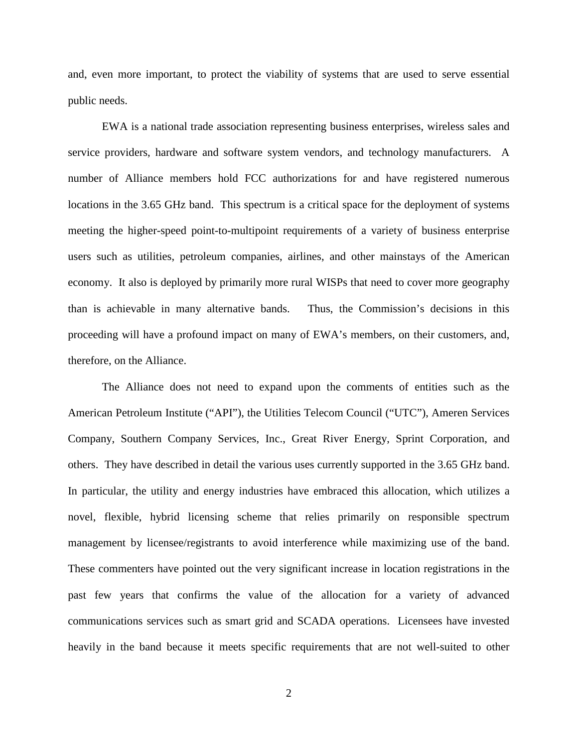and, even more important, to protect the viability of systems that are used to serve essential public needs.

EWA is a national trade association representing business enterprises, wireless sales and service providers, hardware and software system vendors, and technology manufacturers. A number of Alliance members hold FCC authorizations for and have registered numerous locations in the 3.65 GHz band. This spectrum is a critical space for the deployment of systems meeting the higher-speed point-to-multipoint requirements of a variety of business enterprise users such as utilities, petroleum companies, airlines, and other mainstays of the American economy. It also is deployed by primarily more rural WISPs that need to cover more geography than is achievable in many alternative bands. Thus, the Commission's decisions in this proceeding will have a profound impact on many of EWA's members, on their customers, and, therefore, on the Alliance.

The Alliance does not need to expand upon the comments of entities such as the American Petroleum Institute ("API"), the Utilities Telecom Council ("UTC"), Ameren Services Company, Southern Company Services, Inc., Great River Energy, Sprint Corporation, and others. They have described in detail the various uses currently supported in the 3.65 GHz band. In particular, the utility and energy industries have embraced this allocation, which utilizes a novel, flexible, hybrid licensing scheme that relies primarily on responsible spectrum management by licensee/registrants to avoid interference while maximizing use of the band. These commenters have pointed out the very significant increase in location registrations in the past few years that confirms the value of the allocation for a variety of advanced communications services such as smart grid and SCADA operations. Licensees have invested heavily in the band because it meets specific requirements that are not well-suited to other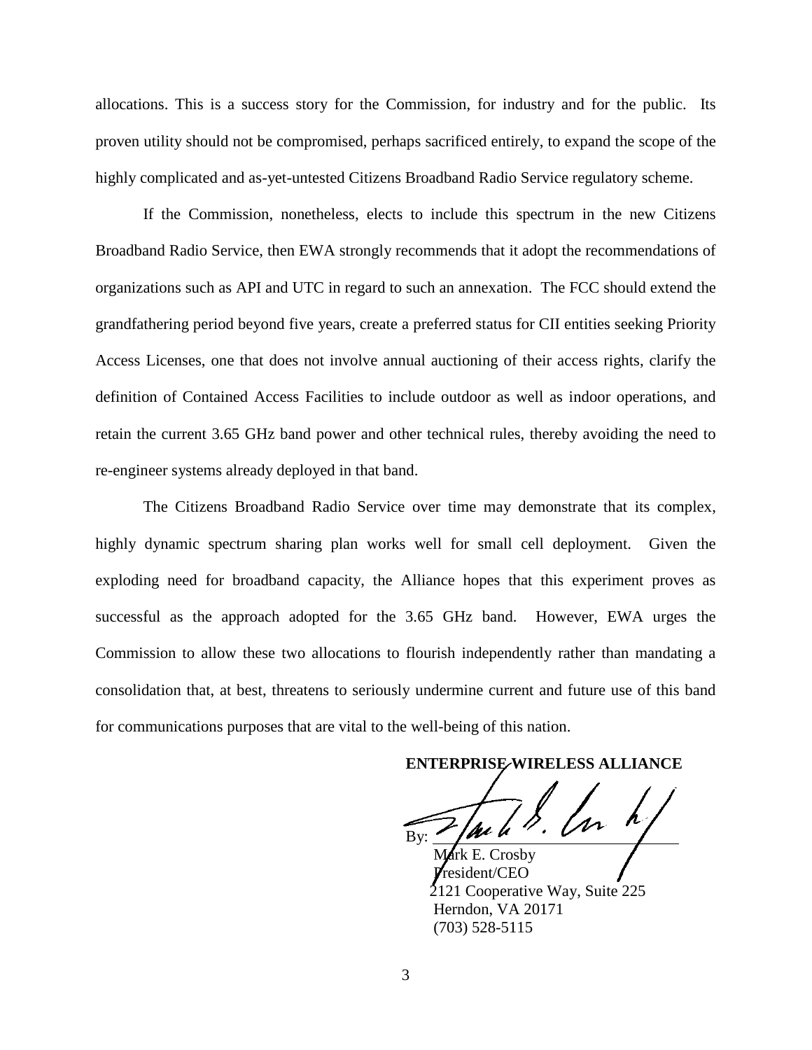allocations. This is a success story for the Commission, for industry and for the public. Its proven utility should not be compromised, perhaps sacrificed entirely, to expand the scope of the highly complicated and as-yet-untested Citizens Broadband Radio Service regulatory scheme.

If the Commission, nonetheless, elects to include this spectrum in the new Citizens Broadband Radio Service, then EWA strongly recommends that it adopt the recommendations of organizations such as API and UTC in regard to such an annexation. The FCC should extend the grandfathering period beyond five years, create a preferred status for CII entities seeking Priority Access Licenses, one that does not involve annual auctioning of their access rights, clarify the definition of Contained Access Facilities to include outdoor as well as indoor operations, and retain the current 3.65 GHz band power and other technical rules, thereby avoiding the need to re-engineer systems already deployed in that band.

The Citizens Broadband Radio Service over time may demonstrate that its complex, highly dynamic spectrum sharing plan works well for small cell deployment. Given the exploding need for broadband capacity, the Alliance hopes that this experiment proves as successful as the approach adopted for the 3.65 GHz band. However, EWA urges the Commission to allow these two allocations to flourish independently rather than mandating a consolidation that, at best, threatens to seriously undermine current and future use of this band for communications purposes that are vital to the well-being of this nation.

**ENTERPRISE WIRELESS ALLIANCE**

By: ______________________________

Mark E. Crosby
President/CEO
2121 Cooperative Way, Suite 225
Herndon, VA 20171
(703) 528-5115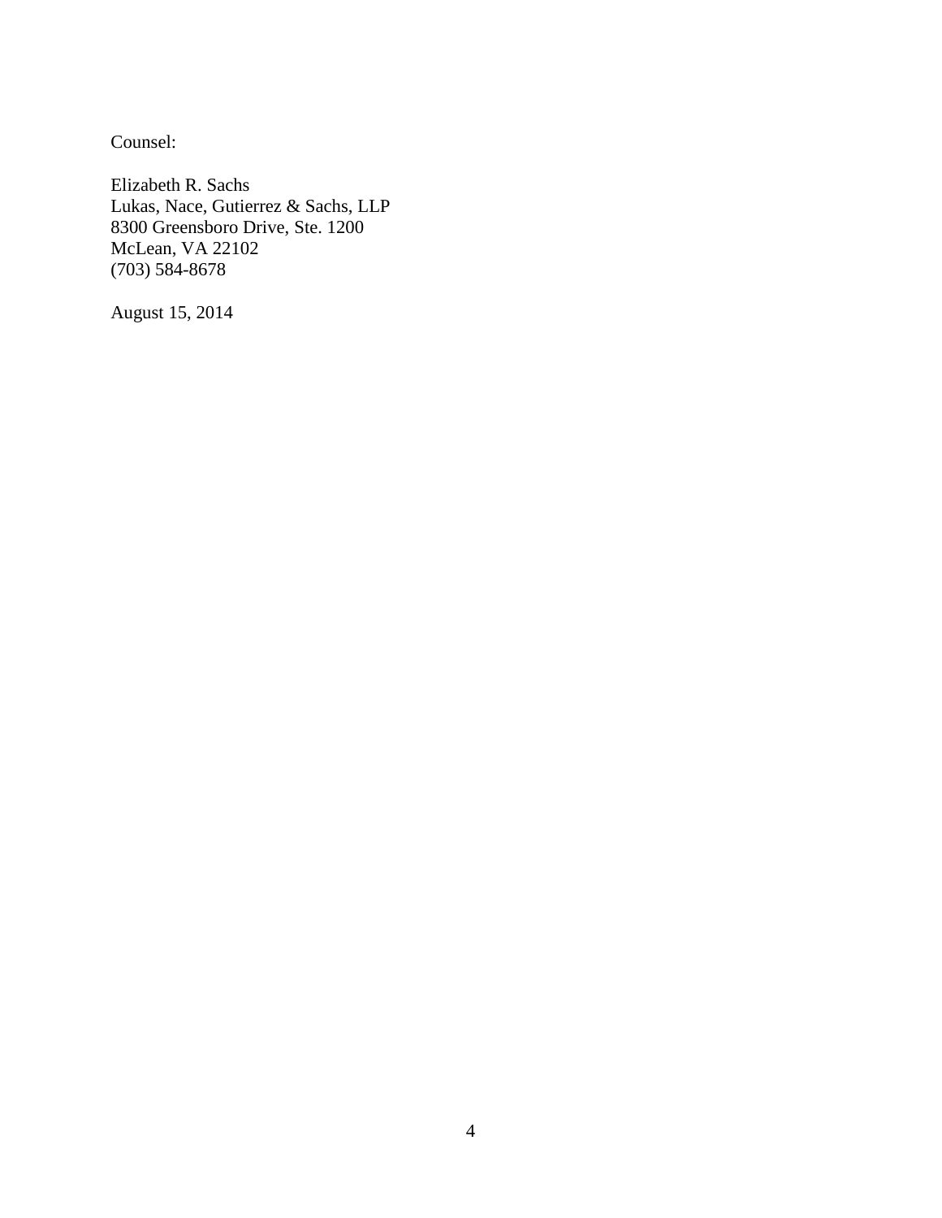Counsel:

Elizabeth R. Sachs
Lukas, Nace, Gutierrez & Sachs, LLP
8300 Greensboro Drive, Ste. 1200
McLean, VA 22102
(703) 584-8678

August 15, 2014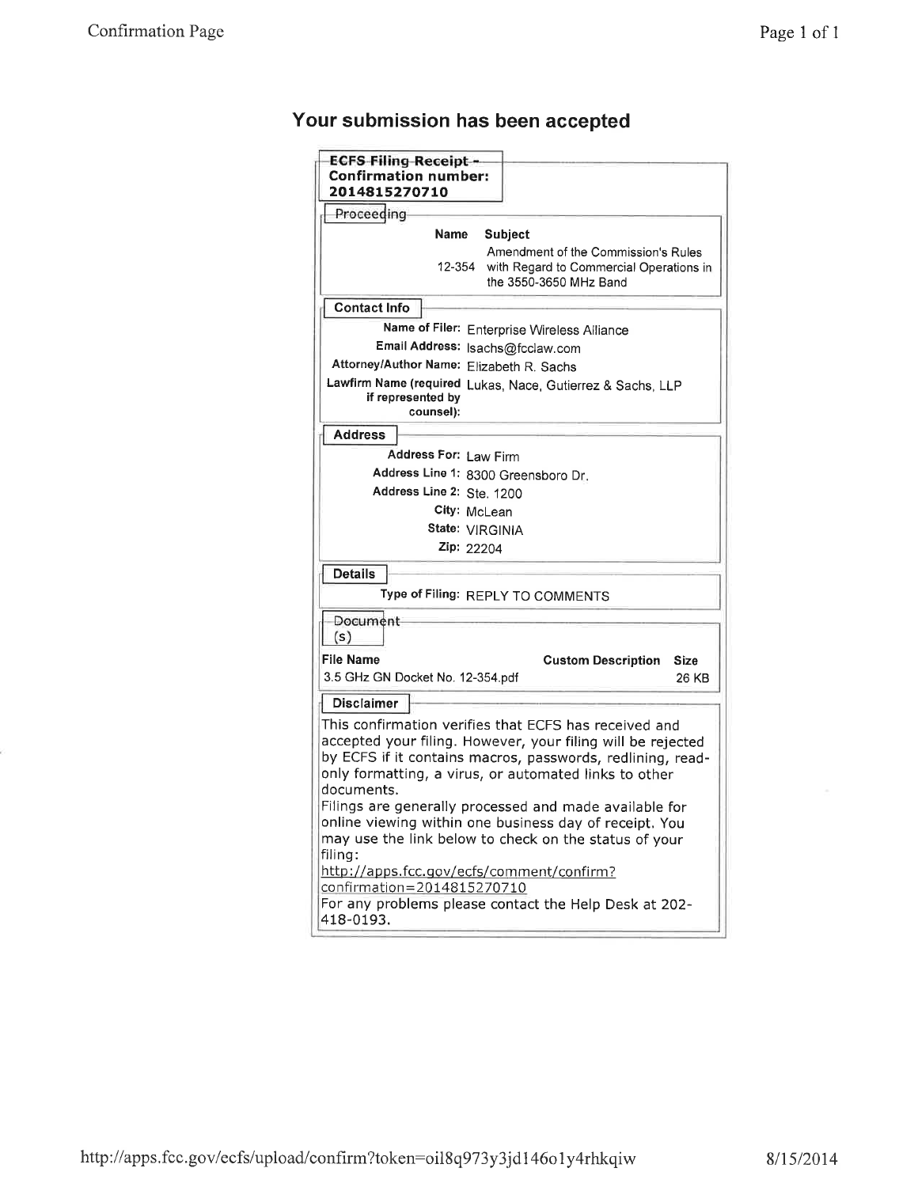# Your submission has been accepted

**ECFS Filing Receipt - Confirmation number: 2014815270710**

**Proceeding**

| Name | Subject |
|---|---|
| 12-354 | Amendment of the Commission's Rules with Regard to Commercial Operations in the 3550-3650 MHz Band |

**Contact Info**

**Name of Filer:** Enterprise Wireless Alliance
**Email Address:** lsachs@fcclaw.com
**Attorney/Author Name:** Elizabeth R. Sachs
**Lawfirm Name (required if represented by counsel):** Lukas, Nace, Gutierrez & Sachs, LLP

**Address**

**Address For:** Law Firm
**Address Line 1:** 8300 Greensboro Dr.
**Address Line 2:** Ste. 1200
**City:** McLean
**State:** VIRGINIA
**Zip:** 22204

**Details**

**Type of Filing:** REPLY TO COMMENTS

**Document(s)**

| File Name | Custom Description | Size |
|---|---|---|
| 3.5 GHz GN Docket No. 12-354.pdf | | 26 KB |

**Disclaimer**

This confirmation verifies that ECFS has received and accepted your filing. However, your filing will be rejected by ECFS if it contains macros, passwords, redlining, read-only formatting, a virus, or automated links to other documents.

Filings are generally processed and made available for online viewing within one business day of receipt. You may use the link below to check on the status of your filing:
http://apps.fcc.gov/ecfs/comment/confirm?confirmation=2014815270710

For any problems please contact the Help Desk at 202-418-0193.